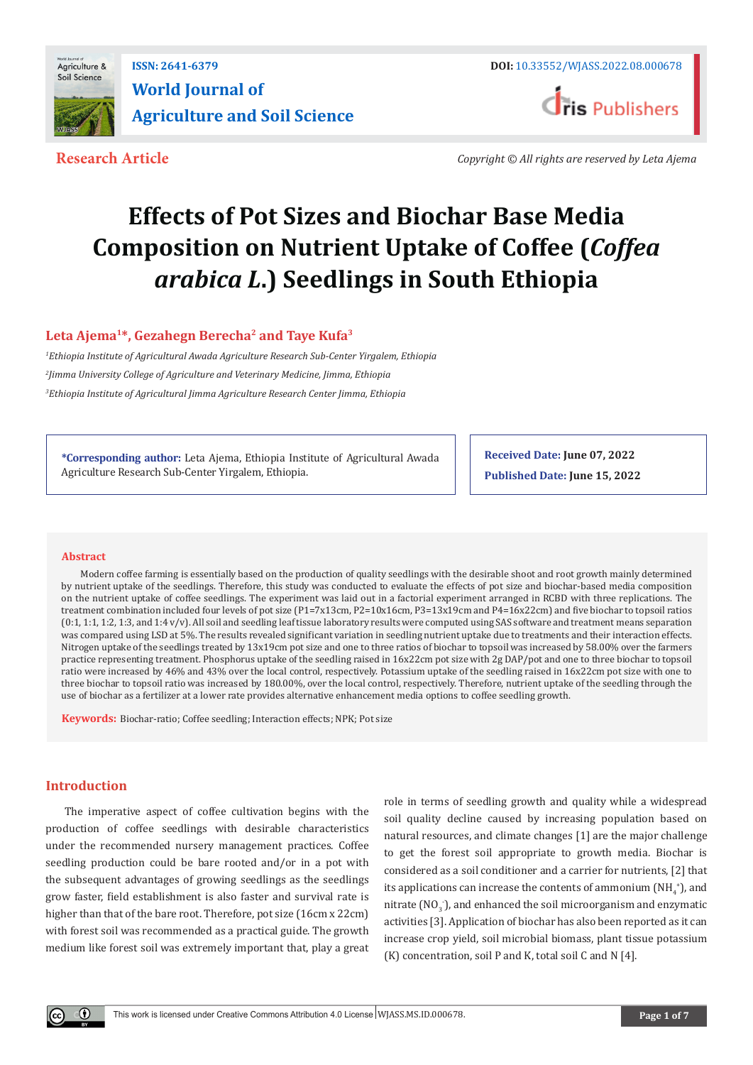ISSN: 2641-6379

DOI: 10.33552/WJASS.2022.08.000678

# World Journal of Agriculture and Soil Science

**Research Article**

*Copyright © All rights are reserved by Leta Ajema*

# Effects of Pot Sizes and Biochar Base Media Composition on Nutrient Uptake of Coffee (*Coffea arabica L.*) Seedlings in South Ethiopia

**Leta Ajema[1]*, Gezahegn Berecha[2] and Taye Kufa[3]**

[1]*Ethiopia Institute of Agricultural Awada Agriculture Research Sub-Center Yirgalem, Ethiopia*

[2]*Jimma University College of Agriculture and Veterinary Medicine, Jimma, Ethiopia*

[3]*Ethiopia Institute of Agricultural Jimma Agriculture Research Center Jimma, Ethiopia*

**\*Corresponding author:** Leta Ajema, Ethiopia Institute of Agricultural Awada Agriculture Research Sub-Center Yirgalem, Ethiopia.

**Received Date: June 07, 2022**

**Published Date: June 15, 2022**

## Abstract

Modern coffee farming is essentially based on the production of quality seedlings with the desirable shoot and root growth mainly determined by nutrient uptake of the seedlings. Therefore, this study was conducted to evaluate the effects of pot size and biochar-based media composition on the nutrient uptake of coffee seedlings. The experiment was laid out in a factorial experiment arranged in RCBD with three replications. The treatment combination included four levels of pot size (P1=7x13cm, P2=10x16cm, P3=13x19cm and P4=16x22cm) and five biochar to topsoil ratios (0:1, 1:1, 1:2, 1:3, and 1:4 v/v). All soil and seedling leaf tissue laboratory results were computed using SAS software and treatment means separation was compared using LSD at 5%. The results revealed significant variation in seedling nutrient uptake due to treatments and their interaction effects. Nitrogen uptake of the seedlings treated by 13x19cm pot size and one to three ratios of biochar to topsoil was increased by 58.00% over the farmers practice representing treatment. Phosphorus uptake of the seedling raised in 16x22cm pot size with 2g DAP/pot and one to three biochar to topsoil ratio were increased by 46% and 43% over the local control, respectively. Potassium uptake of the seedling raised in 16x22cm pot size with one to three biochar to topsoil ratio was increased by 180.00%, over the local control, respectively. Therefore, nutrient uptake of the seedling through the use of biochar as a fertilizer at a lower rate provides alternative enhancement media options to coffee seedling growth.

**Keywords:** Biochar-ratio; Coffee seedling; Interaction effects; NPK; Pot size

## Introduction

The imperative aspect of coffee cultivation begins with the production of coffee seedlings with desirable characteristics under the recommended nursery management practices. Coffee seedling production could be bare rooted and/or in a pot with the subsequent advantages of growing seedlings as the seedlings grow faster, field establishment is also faster and survival rate is higher than that of the bare root. Therefore, pot size (16cm x 22cm) with forest soil was recommended as a practical guide. The growth medium like forest soil was extremely important that, play a great role in terms of seedling growth and quality while a widespread soil quality decline caused by increasing population based on natural resources, and climate changes [1] are the major challenge to get the forest soil appropriate to growth media. Biochar is considered as a soil conditioner and a carrier for nutrients, [2] that its applications can increase the contents of ammonium ($NH_4^+$), and nitrate ($NO_3^-$), and enhanced the soil microorganism and enzymatic activities [3]. Application of biochar has also been reported as it can increase crop yield, soil microbial biomass, plant tissue potassium (K) concentration, soil P and K, total soil C and N [4].

This work is licensed under Creative Commons Attribution 4.0 License WJASS.MS.ID.000678.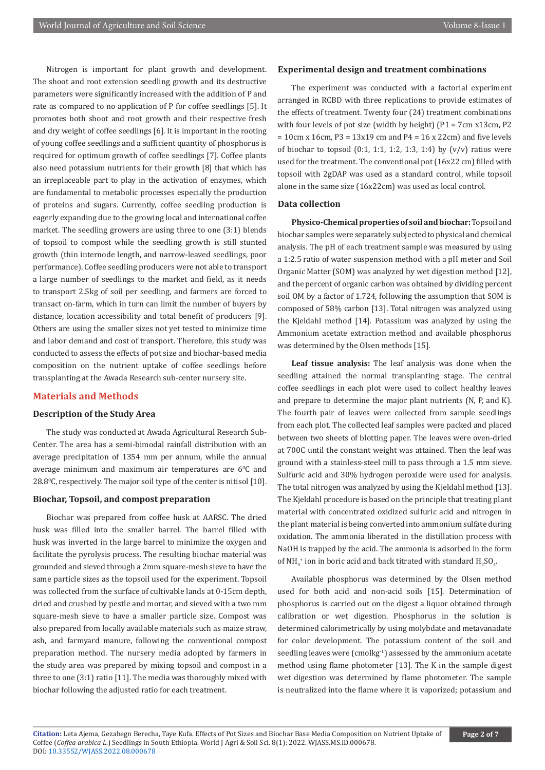Nitrogen is important for plant growth and development. The shoot and root extension seedling growth and its destructive parameters were significantly increased with the addition of P and rate as compared to no application of P for coffee seedlings [5]. It promotes both shoot and root growth and their respective fresh and dry weight of coffee seedlings [6]. It is important in the rooting of young coffee seedlings and a sufficient quantity of phosphorus is required for optimum growth of coffee seedlings [7]. Coffee plants also need potassium nutrients for their growth [8] that which has an irreplaceable part to play in the activation of enzymes, which are fundamental to metabolic processes especially the production of proteins and sugars. Currently, coffee seedling production is eagerly expanding due to the growing local and international coffee market. The seedling growers are using three to one (3:1) blends of topsoil to compost while the seedling growth is still stunted growth (thin internode length, and narrow-leaved seedlings, poor performance). Coffee seedling producers were not able to transport a large number of seedlings to the market and field, as it needs to transport 2.5kg of soil per seedling, and farmers are forced to transact on-farm, which in turn can limit the number of buyers by distance, location accessibility and total benefit of producers [9]. Others are using the smaller sizes not yet tested to minimize time and labor demand and cost of transport. Therefore, this study was conducted to assess the effects of pot size and biochar-based media composition on the nutrient uptake of coffee seedlings before transplanting at the Awada Research sub-center nursery site.

## Materials and Methods

### Description of the Study Area

The study was conducted at Awada Agricultural Research Sub-Center. The area has a semi-bimodal rainfall distribution with an average precipitation of 1354 mm per annum, while the annual average minimum and maximum air temperatures are $6^{0}$C and $28.8^{0}$C, respectively. The major soil type of the center is nitisol [10].

### Biochar, Topsoil, and compost preparation

Biochar was prepared from coffee husk at AARSC. The dried husk was filled into the smaller barrel. The barrel filled with husk was inverted in the large barrel to minimize the oxygen and facilitate the pyrolysis process. The resulting biochar material was grounded and sieved through a 2mm square-mesh sieve to have the same particle sizes as the topsoil used for the experiment. Topsoil was collected from the surface of cultivable lands at 0-15cm depth, dried and crushed by pestle and mortar, and sieved with a two mm square-mesh sieve to have a smaller particle size. Compost was also prepared from locally available materials such as maize straw, ash, and farmyard manure, following the conventional compost preparation method. The nursery media adopted by farmers in the study area was prepared by mixing topsoil and compost in a three to one (3:1) ratio [11]. The media was thoroughly mixed with biochar following the adjusted ratio for each treatment.

### Experimental design and treatment combinations

The experiment was conducted with a factorial experiment arranged in RCBD with three replications to provide estimates of the effects of treatment. Twenty four (24) treatment combinations with four levels of pot size (width by height) (P1 = 7cm x13cm, P2 = 10cm x 16cm, P3 = 13x19 cm and P4 = 16 x 22cm) and five levels of biochar to topsoil (0:1, 1:1, 1:2, 1:3, 1:4) by (v/v) ratios were used for the treatment. The conventional pot (16x22 cm) filled with topsoil with 2gDAP was used as a standard control, while topsoil alone in the same size (16x22cm) was used as local control.

### Data collection

**Physico-Chemical properties of soil and biochar:** Topsoil and biochar samples were separately subjected to physical and chemical analysis. The pH of each treatment sample was measured by using a 1:2.5 ratio of water suspension method with a pH meter and Soil Organic Matter (SOM) was analyzed by wet digestion method [12], and the percent of organic carbon was obtained by dividing percent soil OM by a factor of 1.724, following the assumption that SOM is composed of 58% carbon [13]. Total nitrogen was analyzed using the Kjeldahl method [14]. Potassium was analyzed by using the Ammonium acetate extraction method and available phosphorus was determined by the Olsen methods [15].

**Leaf tissue analysis:** The leaf analysis was done when the seedling attained the normal transplanting stage. The central coffee seedlings in each plot were used to collect healthy leaves and prepare to determine the major plant nutrients (N, P, and K). The fourth pair of leaves were collected from sample seedlings from each plot. The collected leaf samples were packed and placed between two sheets of blotting paper. The leaves were oven-dried at 700C until the constant weight was attained. Then the leaf was ground with a stainless-steel mill to pass through a 1.5 mm sieve. Sulfuric acid and 30% hydrogen peroxide were used for analysis. The total nitrogen was analyzed by using the Kjeldahl method [13]. The Kjeldahl procedure is based on the principle that treating plant material with concentrated oxidized sulfuric acid and nitrogen in the plant material is being converted into ammonium sulfate during oxidation. The ammonia liberated in the distillation process with NaOH is trapped by the acid. The ammonia is adsorbed in the form of $NH_4^+$ ion in boric acid and back titrated with standard $H_2SO_4$.

Available phosphorus was determined by the Olsen method used for both acid and non-acid soils [15]. Determination of phosphorus is carried out on the digest a liquor obtained through calibration or wet digestion. Phosphorus in the solution is determined calorimetrically by using molybdate and metavanadate for color development. The potassium content of the soil and seedling leaves were (cmolkg$^{-1}$) assessed by the ammonium acetate method using flame photometer [13]. The K in the sample digest wet digestion was determined by flame photometer. The sample is neutralized into the flame where it is vaporized; potassium and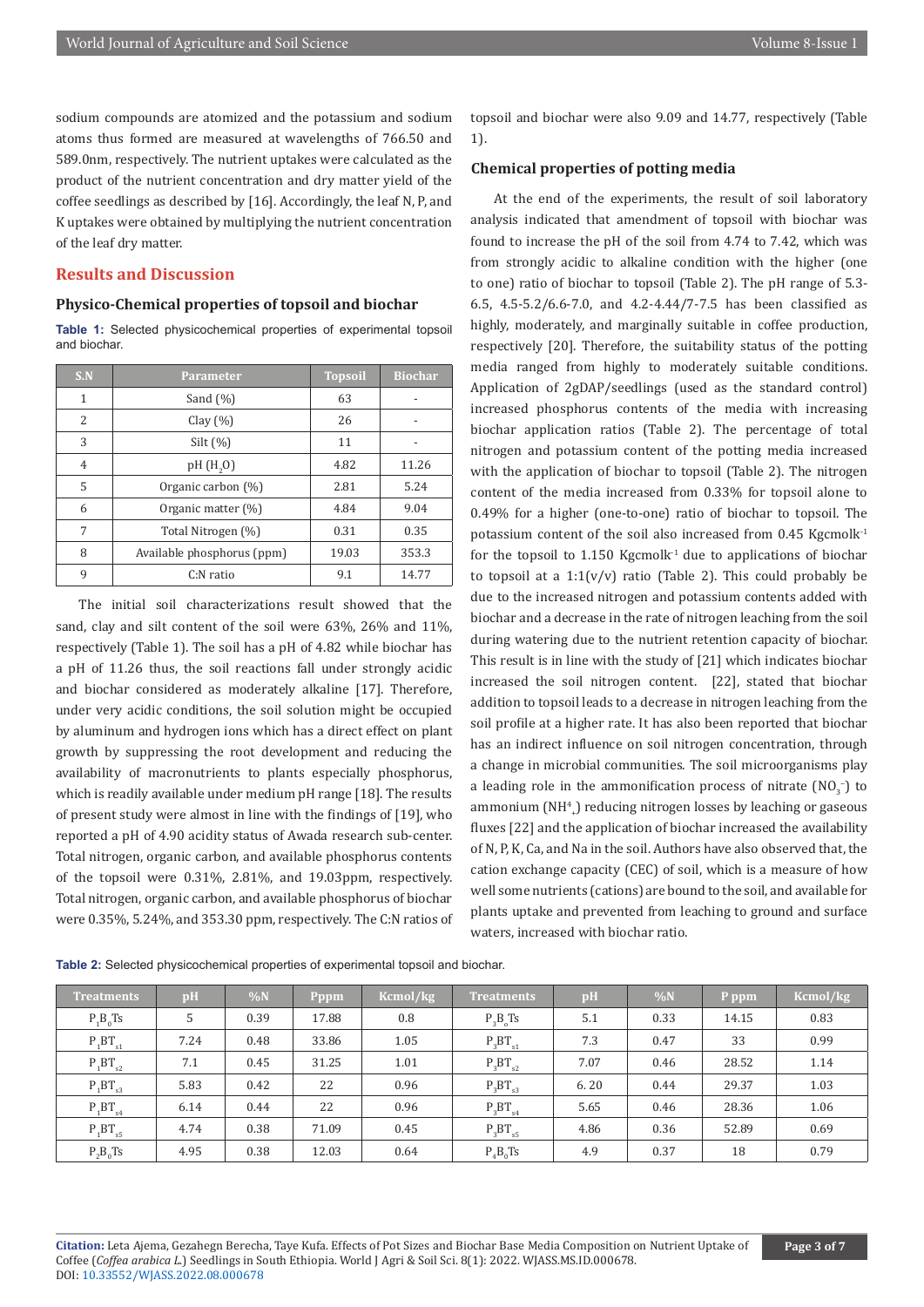sodium compounds are atomized and the potassium and sodium atoms thus formed are measured at wavelengths of 766.50 and 589.0nm, respectively. The nutrient uptakes were calculated as the product of the nutrient concentration and dry matter yield of the coffee seedlings as described by [16]. Accordingly, the leaf N, P, and K uptakes were obtained by multiplying the nutrient concentration of the leaf dry matter.

## Results and Discussion

### Physico-Chemical properties of topsoil and biochar

**Table 1:** Selected physicochemical properties of experimental topsoil and biochar.

| S.N | Parameter | Topsoil | Biochar |
|---|---|---|---|
| 1 | Sand (%) | 63 | - |
| 2 | Clay (%) | 26 | - |
| 3 | Silt (%) | 11 | - |
| 4 | pH ($H_2O$) | 4.82 | 11.26 |
| 5 | Organic carbon (%) | 2.81 | 5.24 |
| 6 | Organic matter (%) | 4.84 | 9.04 |
| 7 | Total Nitrogen (%) | 0.31 | 0.35 |
| 8 | Available phosphorus (ppm) | 19.03 | 353.3 |
| 9 | C:N ratio | 9.1 | 14.77 |

The initial soil characterizations result showed that the sand, clay and silt content of the soil were 63%, 26% and 11%, respectively (Table 1). The soil has a pH of 4.82 while biochar has a pH of 11.26 thus, the soil reactions fall under strongly acidic and biochar considered as moderately alkaline [17]. Therefore, under very acidic conditions, the soil solution might be occupied by aluminum and hydrogen ions which has a direct effect on plant growth by suppressing the root development and reducing the availability of macronutrients to plants especially phosphorus, which is readily available under medium pH range [18]. The results of present study were almost in line with the findings of [19], who reported a pH of 4.90 acidity status of Awada research sub-center. Total nitrogen, organic carbon, and available phosphorus contents of the topsoil were 0.31%, 2.81%, and 19.03ppm, respectively. Total nitrogen, organic carbon, and available phosphorus of biochar were 0.35%, 5.24%, and 353.30 ppm, respectively. The C:N ratios of topsoil and biochar were also 9.09 and 14.77, respectively (Table 1).

### Chemical properties of potting media

At the end of the experiments, the result of soil laboratory analysis indicated that amendment of topsoil with biochar was found to increase the pH of the soil from 4.74 to 7.42, which was from strongly acidic to alkaline condition with the higher (one to one) ratio of biochar to topsoil (Table 2). The pH range of 5.3-6.5, 4.5-5.2/6.6-7.0, and 4.2-4.44/7-7.5 has been classified as highly, moderately, and marginally suitable in coffee production, respectively [20]. Therefore, the suitability status of the potting media ranged from highly to moderately suitable conditions. Application of 2gDAP/seedlings (used as the standard control) increased phosphorus contents of the media with increasing biochar application ratios (Table 2). The percentage of total nitrogen and potassium content of the potting media increased with the application of biochar to topsoil (Table 2). The nitrogen content of the media increased from 0.33% for topsoil alone to 0.49% for a higher (one-to-one) ratio of biochar to topsoil. The potassium content of the soil also increased from 0.45 $Kgcmolk^{-1}$ for the topsoil to 1.150 $Kgcmolk^{-1}$ due to applications of biochar to topsoil at a 1:1(v/v) ratio (Table 2). This could probably be due to the increased nitrogen and potassium contents added with biochar and a decrease in the rate of nitrogen leaching from the soil during watering due to the nutrient retention capacity of biochar. This result is in line with the study of [21] which indicates biochar increased the soil nitrogen content. [22], stated that biochar addition to topsoil leads to a decrease in nitrogen leaching from the soil profile at a higher rate. It has also been reported that biochar has an indirect influence on soil nitrogen concentration, through a change in microbial communities. The soil microorganisms play a leading role in the ammonification process of nitrate ($NO_3^-$) to ammonium ($NH^4_+$) reducing nitrogen losses by leaching or gaseous fluxes [22] and the application of biochar increased the availability of N, P, K, Ca, and Na in the soil. Authors have also observed that, the cation exchange capacity (CEC) of soil, which is a measure of how well some nutrients (cations) are bound to the soil, and available for plants uptake and prevented from leaching to ground and surface waters, increased with biochar ratio.

**Table 2:** Selected physicochemical properties of experimental topsoil and biochar.

| Treatments | pH | %N | Pppm | Kcmol/kg | Treatments | pH | %N | P ppm | Kcmol/kg |
|---|---|---|---|---|---|---|---|---|---|
| $P_1B_0Ts$ | 5 | 0.39 | 17.88 | 0.8 | $P_3B_0Ts$ | 5.1 | 0.33 | 14.15 | 0.83 |
| $P_1BT_{s1}$ | 7.24 | 0.48 | 33.86 | 1.05 | $P_3BT_{s1}$ | 7.3 | 0.47 | 33 | 0.99 |
| $P_1BT_{s2}$ | 7.1 | 0.45 | 31.25 | 1.01 | $P_3BT_{s2}$ | 7.07 | 0.46 | 28.52 | 1.14 |
| $P_1BT_{s3}$ | 5.83 | 0.42 | 22 | 0.96 | $P_3BT_{s3}$ | 6. 20 | 0.44 | 29.37 | 1.03 |
| $P_1BT_{s4}$ | 6.14 | 0.44 | 22 | 0.96 | $P_3BT_{s4}$ | 5.65 | 0.46 | 28.36 | 1.06 |
| $P_1BT_{s5}$ | 4.74 | 0.38 | 71.09 | 0.45 | $P_3BT_{s5}$ | 4.86 | 0.36 | 52.89 | 0.69 |
| $P_2B_0Ts$ | 4.95 | 0.38 | 12.03 | 0.64 | $P_4B_0Ts$ | 4.9 | 0.37 | 18 | 0.79 |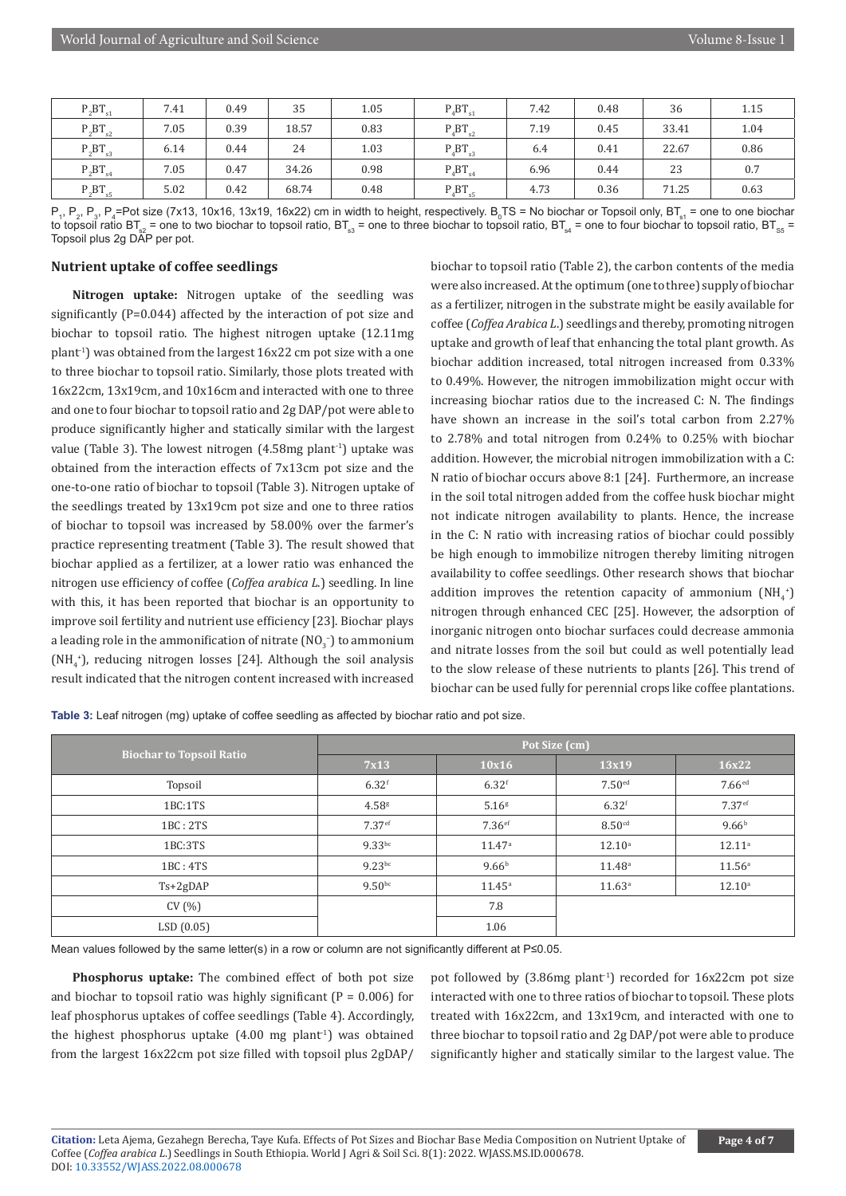| $P_2BT_{s1}$ | 7.41 | 0.49 | 35 | 1.05 | $P_4BT_{s1}$ | 7.42 | 0.48 | 36 | 1.15 |
|---|---|---|---|---|---|---|---|---|---|
| $P_2BT_{s2}$ | 7.05 | 0.39 | 18.57 | 0.83 | $P_4BT_{s2}$ | 7.19 | 0.45 | 33.41 | 1.04 |
| $P_2BT_{s3}$ | 6.14 | 0.44 | 24 | 1.03 | $P_4BT_{s3}$ | 6.4 | 0.41 | 22.67 | 0.86 |
| $P_2BT_{s4}$ | 7.05 | 0.47 | 34.26 | 0.98 | $P_4BT_{s4}$ | 6.96 | 0.44 | 23 | 0.7 |
| $P_2BT_{s5}$ | 5.02 | 0.42 | 68.74 | 0.48 | $P_4BT_{s5}$ | 4.73 | 0.36 | 71.25 | 0.63 |

$P_1$, $P_2$, $P_3$, $P_4$=Pot size (7x13, 10x16, 13x19, 16x22) cm in width to height, respectively. $B_0TS$ = No biochar or Topsoil only, $BT_{s1}$ = one to one biochar to topsoil ratio $BT_{s2}$ = one to two biochar to topsoil ratio, $BT_{s3}$ = one to three biochar to topsoil ratio, $BT_{s4}$ = one to four biochar to topsoil ratio, $BT_{s5}$ = Topsoil plus 2g DAP per pot.

## Nutrient uptake of coffee seedlings

**Nitrogen uptake:** Nitrogen uptake of the seedling was significantly (P=0.044) affected by the interaction of pot size and biochar to topsoil ratio. The highest nitrogen uptake (12.11mg $plant^{-1}$) was obtained from the largest 16x22 cm pot size with a one to three biochar to topsoil ratio. Similarly, those plots treated with 16x22cm, 13x19cm, and 10x16cm and interacted with one to three and one to four biochar to topsoil ratio and 2g DAP/pot were able to produce significantly higher and statically similar with the largest value (Table 3). The lowest nitrogen (4.58mg $plant^{-1}$) uptake was obtained from the interaction effects of 7x13cm pot size and the one-to-one ratio of biochar to topsoil (Table 3). Nitrogen uptake of the seedlings treated by 13x19cm pot size and one to three ratios of biochar to topsoil was increased by 58.00% over the farmer's practice representing treatment (Table 3). The result showed that biochar applied as a fertilizer, at a lower ratio was enhanced the nitrogen use efficiency of coffee (*Coffea arabica L.*) seedling. In line with this, it has been reported that biochar is an opportunity to improve soil fertility and nutrient use efficiency [23]. Biochar plays a leading role in the ammonification of nitrate ($NO_3^-$) to ammonium ($NH_4^+$), reducing nitrogen losses [24]. Although the soil analysis result indicated that the nitrogen content increased with increased biochar to topsoil ratio (Table 2), the carbon contents of the media were also increased. At the optimum (one to three) supply of biochar as a fertilizer, nitrogen in the substrate might be easily available for coffee (*Coffea Arabica L.*) seedlings and thereby, promoting nitrogen uptake and growth of leaf that enhancing the total plant growth. As biochar addition increased, total nitrogen increased from 0.33% to 0.49%. However, the nitrogen immobilization might occur with increasing biochar ratios due to the increased C: N. The findings have shown an increase in the soil's total carbon from 2.27% to 2.78% and total nitrogen from 0.24% to 0.25% with biochar addition. However, the microbial nitrogen immobilization with a C: N ratio of biochar occurs above 8:1 [24]. Furthermore, an increase in the soil total nitrogen added from the coffee husk biochar might not indicate nitrogen availability to plants. Hence, the increase in the C: N ratio with increasing ratios of biochar could possibly be high enough to immobilize nitrogen thereby limiting nitrogen availability to coffee seedlings. Other research shows that biochar addition improves the retention capacity of ammonium ($NH_4^+$) nitrogen through enhanced CEC [25]. However, the adsorption of inorganic nitrogen onto biochar surfaces could decrease ammonia and nitrate losses from the soil but could as well potentially lead to the slow release of these nutrients to plants [26]. This trend of biochar can be used fully for perennial crops like coffee plantations.

**Table 3:** Leaf nitrogen (mg) uptake of coffee seedling as affected by biochar ratio and pot size.

| Biochar to Topsoil Ratio | Pot Size (cm) | | | |
|---|---|---|---|---|
| | 7x13 | 10x16 | 13x19 | 16x22 |
| Topsoil | 6.32[f] | 6.32[f] | 7.50[ed] | 7.66[ed] |
| 1BC:1TS | 4.58[g] | 5.16[g] | 6.32[f] | 7.37[ef] |
| 1BC : 2TS | 7.37[ef] | 7.36[ef] | 8.50[cd] | 9.66[b] |
| 1BC:3TS | 9.33[bc] | 11.47[a] | 12.10[a] | 12.11[a] |
| 1BC : 4TS | 9.23[bc] | 9.66[b] | 11.48[a] | 11.56[a] |
| Ts+2gDAP | 9.50[bc] | 11.45[a] | 11.63[a] | 12.10[a] |
| CV (%) | | 7.8 | | |
| LSD (0.05) | | 1.06 | | |

Mean values followed by the same letter(s) in a row or column are not significantly different at P≤0.05.

**Phosphorus uptake:** The combined effect of both pot size and biochar to topsoil ratio was highly significant (P = 0.006) for leaf phosphorus uptakes of coffee seedlings (Table 4). Accordingly, the highest phosphorus uptake (4.00 mg $plant^{-1}$) was obtained from the largest 16x22cm pot size filled with topsoil plus 2gDAP/pot followed by (3.86mg $plant^{-1}$) recorded for 16x22cm pot size interacted with one to three ratios of biochar to topsoil. These plots treated with 16x22cm, and 13x19cm, and interacted with one to three biochar to topsoil ratio and 2g DAP/pot were able to produce significantly higher and statically similar to the largest value. The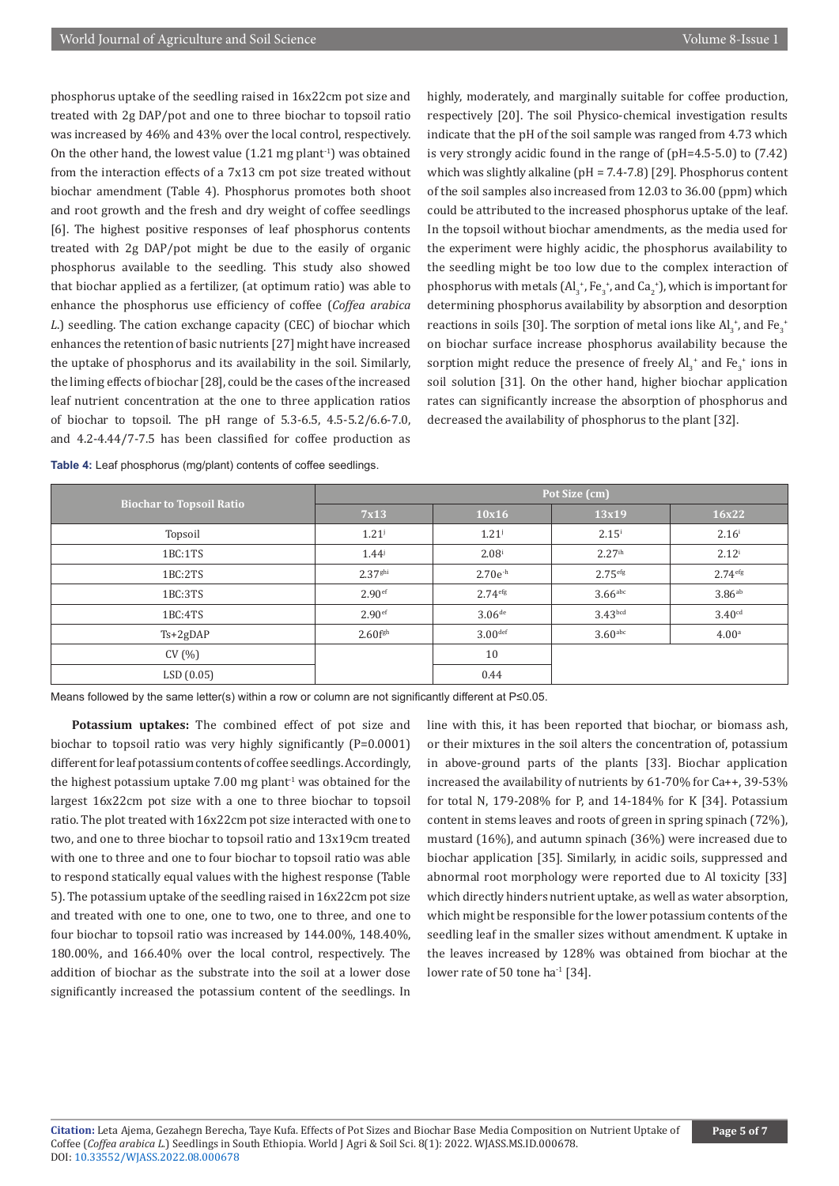phosphorus uptake of the seedling raised in 16x22cm pot size and treated with 2g DAP/pot and one to three biochar to topsoil ratio was increased by 46% and 43% over the local control, respectively. On the other hand, the lowest value (1.21 mg $plant^{-1}$) was obtained from the interaction effects of a 7x13 cm pot size treated without biochar amendment (Table 4). Phosphorus promotes both shoot and root growth and the fresh and dry weight of coffee seedlings [6]. The highest positive responses of leaf phosphorus contents treated with 2g DAP/pot might be due to the easily of organic phosphorus available to the seedling. This study also showed that biochar applied as a fertilizer, (at optimum ratio) was able to enhance the phosphorus use efficiency of coffee (*Coffea arabica L.*) seedling. The cation exchange capacity (CEC) of biochar which enhances the retention of basic nutrients [27] might have increased the uptake of phosphorus and its availability in the soil. Similarly, the liming effects of biochar [28], could be the cases of the increased leaf nutrient concentration at the one to three application ratios of biochar to topsoil. The pH range of 5.3-6.5, 4.5-5.2/6.6-7.0, and 4.2-4.44/7-7.5 has been classified for coffee production as highly, moderately, and marginally suitable for coffee production, respectively [20]. The soil Physico-chemical investigation results indicate that the pH of the soil sample was ranged from 4.73 which is very strongly acidic found in the range of (pH=4.5-5.0) to (7.42) which was slightly alkaline (pH = 7.4-7.8) [29]. Phosphorus content of the soil samples also increased from 12.03 to 36.00 (ppm) which could be attributed to the increased phosphorus uptake of the leaf. In the topsoil without biochar amendments, as the media used for the experiment were highly acidic, the phosphorus availability to the seedling might be too low due to the complex interaction of phosphorus with metals ($Al_3^+$, $Fe_3^+$, and $Ca_2^+$), which is important for determining phosphorus availability by absorption and desorption reactions in soils [30]. The sorption of metal ions like $Al_3^+$, and $Fe_3^+$ on biochar surface increase phosphorus availability because the sorption might reduce the presence of freely $Al_3^+$ and $Fe_3^+$ ions in soil solution [31]. On the other hand, higher biochar application rates can significantly increase the absorption of phosphorus and decreased the availability of phosphorus to the plant [32].

**Table 4:** Leaf phosphorus (mg/plant) contents of coffee seedlings.

| Biochar to Topsoil Ratio | Pot Size (cm) | | | |
|---|---|---|---|---|
| | 7x13 | 10x16 | 13x19 | 16x22 |
| Topsoil | 1.21[j] | 1.21[j] | 2.15[i] | 2.16[i] |
| 1BC:1TS | 1.44[j] | 2.08[i] | 2.27[ih] | 2.12[i] |
| 1BC:2TS | 2.37[ghi] | 2.70e[-h] | 2.75[efg] | 2.74[efg] |
| 1BC:3TS | 2.90[ef] | 2.74[efg] | 3.66[abc] | 3.86[ab] |
| 1BC:4TS | 2.90[ef] | 3.06[de] | 3.43[bcd] | 3.40[cd] |
| Ts+2gDAP | 2.60f[gh] | 3.00[def] | 3.60[abc] | 4.00[a] |
| CV (%) | | 10 | | |
| LSD (0.05) | | 0.44 | | |

Means followed by the same letter(s) within a row or column are not significantly different at P≤0.05.

**Potassium uptakes:** The combined effect of pot size and biochar to topsoil ratio was very highly significantly (P=0.0001) different for leaf potassium contents of coffee seedlings. Accordingly, the highest potassium uptake 7.00 mg $plant^{-1}$ was obtained for the largest 16x22cm pot size with a one to three biochar to topsoil ratio. The plot treated with 16x22cm pot size interacted with one to two, and one to three biochar to topsoil ratio and 13x19cm treated with one to three and one to four biochar to topsoil ratio was able to respond statically equal values with the highest response (Table 5). The potassium uptake of the seedling raised in 16x22cm pot size and treated with one to one, one to two, one to three, and one to four biochar to topsoil ratio was increased by 144.00%, 148.40%, 180.00%, and 166.40% over the local control, respectively. The addition of biochar as the substrate into the soil at a lower dose significantly increased the potassium content of the seedlings. In line with this, it has been reported that biochar, or biomass ash, or their mixtures in the soil alters the concentration of, potassium in above-ground parts of the plants [33]. Biochar application increased the availability of nutrients by 61-70% for Ca++, 39-53% for total N, 179-208% for P, and 14-184% for K [34]. Potassium content in stems leaves and roots of green in spring spinach (72%), mustard (16%), and autumn spinach (36%) were increased due to biochar application [35]. Similarly, in acidic soils, suppressed and abnormal root morphology were reported due to Al toxicity [33] which directly hinders nutrient uptake, as well as water absorption, which might be responsible for the lower potassium contents of the seedling leaf in the smaller sizes without amendment. K uptake in the leaves increased by 128% was obtained from biochar at the lower rate of 50 tone $ha^{-1}$ [34].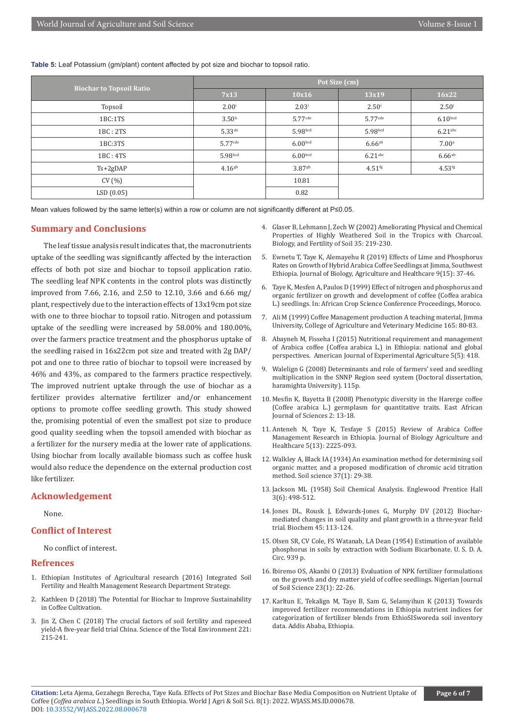**Table 5:** Leaf Potassium (gm/plant) content affected by pot size and biochar to topsoil ratio.

| Biochar to Topsoil Ratio | Pot Size (cm) | | | |
|---|---|---|---|---|
| | 7x13 | 10x16 | 13x19 | 16x22 |
| Topsoil | 2.00$^{i}$ | 2.03$^{i}$ | 2.50$^{i}$ | 2.50$^{i}$ |
| 1BC:1TS | 3.50$^{h}$ | 5.77$^{cde}$ | 5.77$^{cde}$ | 6.10$^{bcd}$ |
| 1BC : 2TS | 5.33$^{de}$ | 5.98$^{bcd}$ | 5.98$^{bcd}$ | 6.21$^{abc}$ |
| 1BC:3TS | 5.77$^{cde}$ | 6.00$^{bcd}$ | 6.66$^{ab}$ | 7.00$^{a}$ |
| 1BC : 4TS | 5.98$^{bcd}$ | 6.00$^{bcd}$ | 6.21$^{abc}$ | 6.66$^{ab}$ |
| Ts+2gDAP | 4.16$^{gh}$ | 3.87$^{gh}$ | 4.51$^{fg}$ | 4.53$^{fg}$ |
| CV (%) | | 10.81 | | |
| LSD (0.05) | | 0.82 | | |

Mean values followed by the same letter(s) within a row or column are not significantly different at P≤0.05.

## Summary and Conclusions

The leaf tissue analysis result indicates that, the macronutrients uptake of the seedling was significantly affected by the interaction effects of both pot size and biochar to topsoil application ratio. The seedling leaf NPK contents in the control plots was distinctly improved from 7.66, 2.16, and 2.50 to 12.10, 3.66 and 6.66 mg/plant, respectively due to the interaction effects of 13x19cm pot size with one to three biochar to topsoil ratio. Nitrogen and potassium uptake of the seedling were increased by 58.00% and 180.00%, over the farmers practice treatment and the phosphorus uptake of the seedling raised in 16x22cm pot size and treated with 2g DAP/pot and one to three ratio of biochar to topsoil were increased by 46% and 43%, as compared to the farmers practice respectively. The improved nutrient uptake through the use of biochar as a fertilizer provides alternative fertilizer and/or enhancement options to promote coffee seedling growth. This study showed the, promising potential of even the smallest pot size to produce good quality seedling when the topsoil amended with biochar as a fertilizer for the nursery media at the lower rate of applications. Using biochar from locally available biomass such as coffee husk would also reduce the dependence on the external production cost like fertilizer.

## Acknowledgement

None.

## Conflict of Interest

No conflict of interest.

## Refrences

1. Ethiopian Institutes of Agricultural research (2016) Integrated Soil Fertility and Health Management Research Department Strategy.
2. Kathleen D (2018) The Potential for Biochar to Improve Sustainability in Coffee Cultivation.
3. Jin Z, Chen C (2018) The crucial factors of soil fertility and rapeseed yield-A five-year field trial China. Science of the Total Environment 221: 215-241.
4. Glaser B, Lehmann J, Zech W (2002) Ameliorating Physical and Chemical Properties of Highly Weathered Soil in the Tropics with Charcoal. Biology, and Fertility of Soil 35: 219-230.
5. Ewnetu T, Taye K, Alemayehu R (2019) Effects of Lime and Phosphorus Rates on Growth of Hybrid Arabica Coffee Seedlings at Jimma, Southwest Ethiopia. Journal of Biology, Agriculture and Healthcare 9(15): 37-46.
6. Taye K, Mesfen A, Paulos D (1999) Effect of nitrogen and phosphorus and organic fertilizer on growth and development of coffee (Coffea arabica L.) seedlings. In: African Crop Science Conference Proceedings, Moroco.
7. Ali M (1999) Coffee Management production A teaching material, Jimma University, College of Agriculture and Veterinary Medicine 165: 80-83.
8. Abayneh M, Fisseha I (2015) Nutritional requirement and management of Arabica coffee (Coffea arabica L.) in Ethiopia: national and global perspectives. American Journal of Experimental Agriculture 5(5): 418.
9. Walelign G (2008) Determinants and role of farmers' seed and seedling multiplication in the SNNP Region seed system (Doctoral dissertation, haramighta University). 115p.
10. Mesfin K, Bayetta B (2008) Phenotypic diversity in the Harerge coffee (Coffee arabica L.) germplasm for quantitative traits. East African Journal of Sciences 2: 13-18.
11. Anteneh N, Taye K, Tesfaye S (2015) Review of Arabica Coffee Management Research in Ethiopia. Journal of Biology Agriculture and Healthcare 5(13): 2225-093.
12. Walkley A, Black IA (1934) An examination method for determining soil organic matter, and a proposed modification of chromic acid titration method. Soil science 37(1): 29-38.
13. Jackson ML (1958) Soil Chemical Analysis. Englewood Prentice Hall 3(6): 498-512.
14. Jones DL, Rousk J, Edwards-Jones G, Murphy DV (2012) Biochar-mediated changes in soil quality and plant growth in a three-year field trial. Biochem 45: 113-124.
15. Olsen SR, CV Cole, FS Watanab, LA Dean (1954) Estimation of available phosphorus in soils by extraction with Sodium Bicarbonate. U. S. D. A. Circ. 939 p.
16. Ibiremo OS, Akanbi O (2013) Evaluation of NPK fertilizer formulations on the growth and dry matter yield of coffee seedlings. Nigerian Journal of Soil Science 23(1): 22-26.
17. Karltun E, Tekalign M, Taye B, Sam G, Selamyihun K (2013) Towards improved fertilizer recommendations in Ethiopia nutrient indices for categorization of fertilizer blends from EthioSISworeda soil inventory data. Addis Ababa, Ethiopia.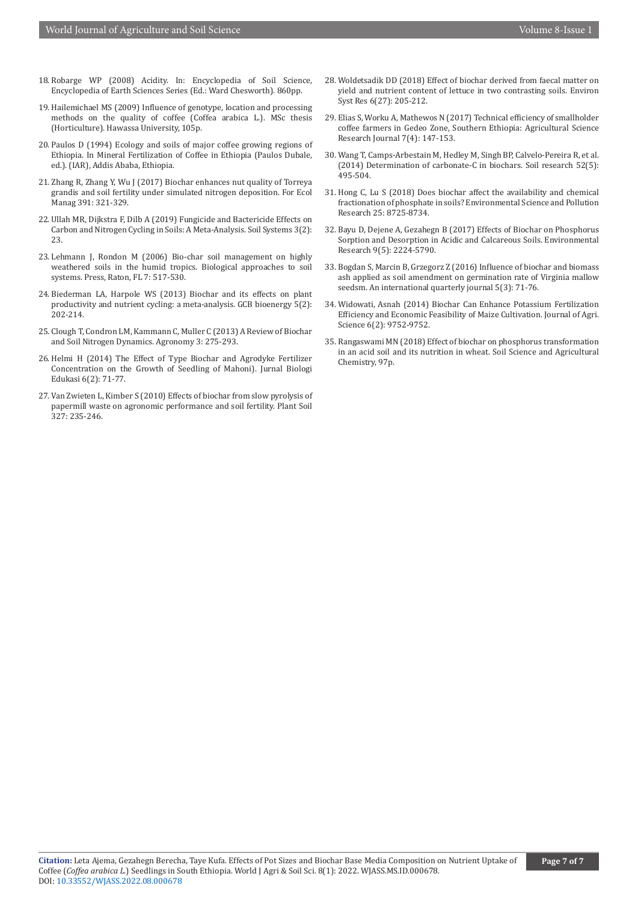18. Robarge WP (2008) Acidity. In: Encyclopedia of Soil Science, Encyclopedia of Earth Sciences Series (Ed.: Ward Chesworth). 860pp.
19. Hailemichael MS (2009) Influence of genotype, location and processing methods on the quality of coffee (Coffea arabica L.). MSc thesis (Horticulture). Hawassa University, 105p.
20. Paulos D (1994) Ecology and soils of major coffee growing regions of Ethiopia. In Mineral Fertilization of Coffee in Ethiopia (Paulos Dubale, ed.). (IAR), Addis Ababa, Ethiopia.
21. Zhang R, Zhang Y, Wu J (2017) Biochar enhances nut quality of Torreya grandis and soil fertility under simulated nitrogen deposition. For Ecol Manag 391: 321-329.
22. Ullah MR, Dijkstra F, Dilb A (2019) Fungicide and Bactericide Effects on Carbon and Nitrogen Cycling in Soils: A Meta-Analysis. Soil Systems 3(2): 23.
23. Lehmann J, Rondon M (2006) Bio-char soil management on highly weathered soils in the humid tropics. Biological approaches to soil systems. Press, Raton, FL 7: 517-530.
24. Biederman LA, Harpole WS (2013) Biochar and its effects on plant productivity and nutrient cycling: a meta-analysis. GCB bioenergy 5(2): 202-214.
25. Clough T, Condron LM, Kammann C, Muller C (2013) A Review of Biochar and Soil Nitrogen Dynamics. Agronomy 3: 275-293.
26. Helmi H (2014) The Effect of Type Biochar and Agrodyke Fertilizer Concentration on the Growth of Seedling of Mahoni). Jurnal Biologi Edukasi 6(2): 71-77.
27. Van Zwieten L, Kimber S (2010) Effects of biochar from slow pyrolysis of papermill waste on agronomic performance and soil fertility. Plant Soil 327: 235-246.
28. Woldetsadik DD (2018) Effect of biochar derived from faecal matter on yield and nutrient content of lettuce in two contrasting soils. Environ Syst Res 6(27): 205-212.
29. Elias S, Worku A, Mathewos N (2017) Technical efficiency of smallholder coffee farmers in Gedeo Zone, Southern Ethiopia: Agricultural Science Research Journal 7(4): 147-153.
30. Wang T, Camps-Arbestain M, Hedley M, Singh BP, Calvelo-Pereira R, et al. (2014) Determination of carbonate-C in biochars. Soil research 52(5): 495-504.
31. Hong C, Lu S (2018) Does biochar affect the availability and chemical fractionation of phosphate in soils? Environmental Science and Pollution Research 25: 8725-8734.
32. Bayu D, Dejene A, Gezahegn B (2017) Effects of Biochar on Phosphorus Sorption and Desorption in Acidic and Calcareous Soils. Environmental Research 9(5): 2224-5790.
33. Bogdan S, Marcin B, Grzegorz Z (2016) Influence of biochar and biomass ash applied as soil amendment on germination rate of Virginia mallow seedsm. An international quarterly journal 5(3): 71-76.
34. Widowati, Asnah (2014) Biochar Can Enhance Potassium Fertilization Efficiency and Economic Feasibility of Maize Cultivation. Journal of Agri. Science 6(2): 9752-9752.
35. Rangaswami MN (2018) Effect of biochar on phosphorus transformation in an acid soil and its nutrition in wheat. Soil Science and Agricultural Chemistry, 97p.